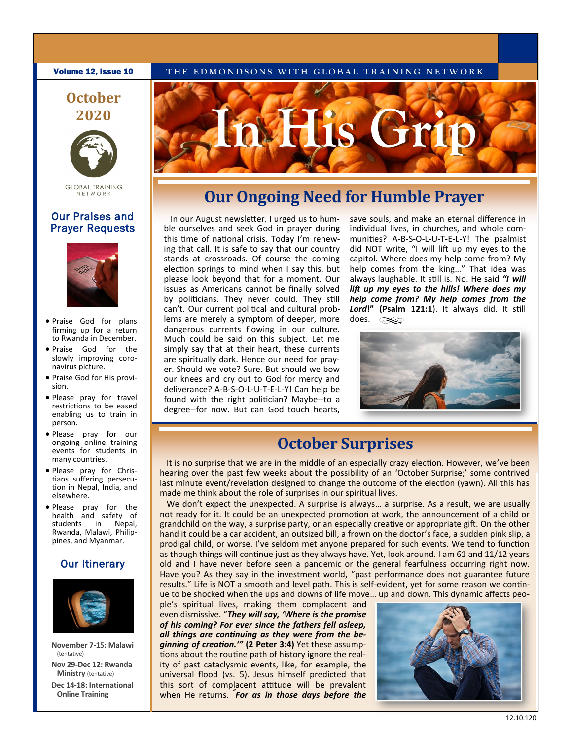Volume 12, Issue 10

THE EDMONDSONS WITH GLOBAL TRAINING NETWORK

# In His Grip

## October 2020

GLOBAL TRAINING NETWORK

### Our Praises and Prayer Requests

- Praise God for plans firming up for a return to Rwanda in December.
- Praise God for the slowly improving coronavirus picture.
- Praise God for His provision.
- Please pray for travel restrictions to be eased enabling us to train in person.
- Please pray for our ongoing online training events for students in many countries.
- Please pray for Christians suffering persecution in Nepal, India, and elsewhere.
- Please pray for the health and safety of students in Nepal, Rwanda, Malawi, Philippines, and Myanmar.

### Our Itinerary

**November 7-15: Malawi** (tentative)

**Nov 29-Dec 12: Rwanda Ministry** (tentative)

**Dec 14-18: International Online Training**

## Our Ongoing Need for Humble Prayer

In our August newsletter, I urged us to humble ourselves and seek God in prayer during this time of national crisis. Today I'm renewing that call. It is safe to say that our country stands at crossroads. Of course the coming election springs to mind when I say this, but please look beyond that for a moment. Our issues as Americans cannot be finally solved by politicians. They never could. They still can't. Our current political and cultural problems are merely a symptom of deeper, more dangerous currents flowing in our culture. Much could be said on this subject. Let me simply say that at their heart, these currents are spiritually dark. Hence our need for prayer. Should we vote? Sure. But should we bow our knees and cry out to God for mercy and deliverance? A-B-S-O-L-U-T-E-L-Y! Can help be found with the right politician? Maybe--to a degree--for now. But can God touch hearts, save souls, and make an eternal difference in individual lives, in churches, and whole communities? A-B-S-O-L-U-T-E-L-Y! The psalmist did NOT write, "I will lift up my eyes to the capitol. Where does my help come from? My help comes from the king…" That idea was always laughable. It still is. No. He said ***"I will lift up my eyes to the hills! Where does my help come from? My help comes from the Lord!"*** **(Psalm 121:1)**. It always did. It still does.

## October Surprises

It is no surprise that we are in the middle of an especially crazy election. However, we've been hearing over the past few weeks about the possibility of an 'October Surprise;' some contrived last minute event/revelation designed to change the outcome of the election (yawn). All this has made me think about the role of surprises in our spiritual lives.

We don't expect the unexpected. A surprise is always… a surprise. As a result, we are usually not ready for it. It could be an unexpected promotion at work, the announcement of a child or grandchild on the way, a surprise party, or an especially creative or appropriate gift. On the other hand it could be a car accident, an outsized bill, a frown on the doctor's face, a sudden pink slip, a prodigal child, or worse. I've seldom met anyone prepared for such events. We tend to function as though things will continue just as they always have. Yet, look around. I am 61 and 11/12 years old and I have never before seen a pandemic or the general fearfulness occurring right now. Have you? As they say in the investment world, "past performance does not guarantee future results." Life is NOT a smooth and level path. This is self-evident, yet for some reason we continue to be shocked when the ups and downs of life move… up and down. This dynamic affects people's spiritual lives, making them complacent and even dismissive. "***They will say, 'Where is the promise of his coming? For ever since the fathers fell asleep, all things are continuing as they were from the beginning of creation.'***" **(2 Peter 3:4)** Yet these assumptions about the routine path of history ignore the reality of past cataclysmic events, like, for example, the universal flood (vs. 5). Jesus himself predicted that this sort of complacent attitude will be prevalent when He returns. "***For as in those days before the***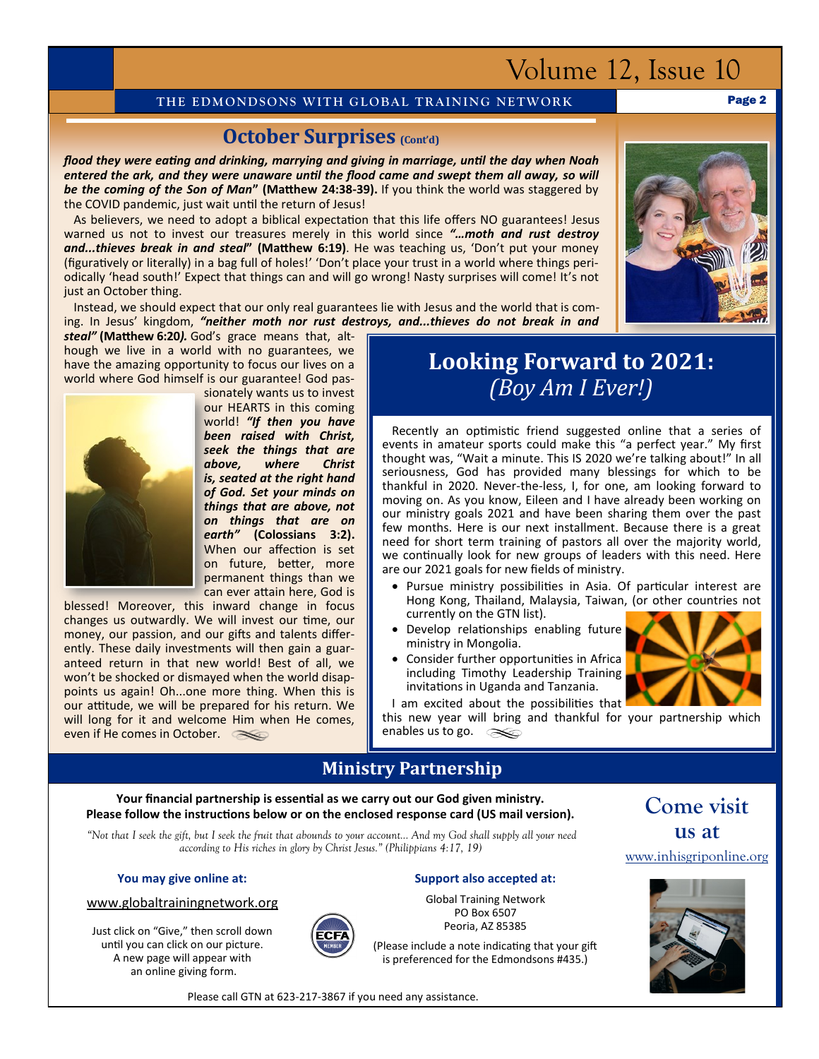## October Surprises (Cont'd)

***flood they were eating and drinking, marrying and giving in marriage, until the day when Noah entered the ark, and they were unaware until the flood came and swept them all away, so will be the coming of the Son of Man*" (Matthew 24:38-39).** If you think the world was staggered by the COVID pandemic, just wait until the return of Jesus!

As believers, we need to adopt a biblical expectation that this life offers NO guarantees! Jesus warned us not to invest our treasures merely in this world since ***"…moth and rust destroy and...thieves break in and steal*" (Matthew 6:19)**. He was teaching us, 'Don't put your money (figuratively or literally) in a bag full of holes!' 'Don't place your trust in a world where things periodically 'head south!' Expect that things can and will go wrong! Nasty surprises will come! It's not just an October thing.

Instead, we should expect that our only real guarantees lie with Jesus and the world that is coming. In Jesus' kingdom, ***"neither moth nor rust destroys, and...thieves do not break in and steal"* (Matthew 6:20*)***. God's grace means that, although we live in a world with no guarantees, we have the amazing opportunity to focus our lives on a world where God himself is our guarantee! God passionately wants us to invest our HEARTS in this coming world! ***"If then you have been raised with Christ, seek the things that are above, where Christ is, seated at the right hand of God. Set your minds on things that are above, not on things that are on earth"* (Colossians 3:2).** When our affection is set on future, better, more permanent things than we can ever attain here, God is blessed! Moreover, this inward change in focus changes us outwardly. We will invest our time, our money, our passion, and our gifts and talents differently. These daily investments will then gain a guaranteed return in that new world! Best of all, we won't be shocked or dismayed when the world disappoints us again! Oh...one more thing. When this is our attitude, we will be prepared for his return. We will long for it and welcome Him when He comes, even if He comes in October.

## Looking Forward to 2021: *(Boy Am I Ever!)*

Recently an optimistic friend suggested online that a series of events in amateur sports could make this "a perfect year." My first thought was, "Wait a minute. This IS 2020 we're talking about!" In all seriousness, God has provided many blessings for which to be thankful in 2020. Never-the-less, I, for one, am looking forward to moving on. As you know, Eileen and I have already been working on our ministry goals 2021 and have been sharing them over the past few months. Here is our next installment. Because there is a great need for short term training of pastors all over the majority world, we continually look for new groups of leaders with this need. Here are our 2021 goals for new fields of ministry.

- Pursue ministry possibilities in Asia. Of particular interest are Hong Kong, Thailand, Malaysia, Taiwan, (or other countries not currently on the GTN list).
- Develop relationships enabling future ministry in Mongolia.
- Consider further opportunities in Africa including Timothy Leadership Training invitations in Uganda and Tanzania.

I am excited about the possibilities that this new year will bring and thankful for your partnership which enables us to go.

## Ministry Partnership

**Your financial partnership is essential as we carry out our God given ministry. Please follow the instructions below or on the enclosed response card (US mail version).**

*"Not that I seek the gift, but I seek the fruit that abounds to your account... And my God shall supply all your need according to His riches in glory by Christ Jesus." (Philippians 4:17, 19)*

**You may give online at:**

www.globaltrainingnetwork.org

Just click on "Give," then scroll down until you can click on our picture. A new page will appear with an online giving form.

**Support also accepted at:**

Global Training Network
PO Box 6507
Peoria, AZ 85385

(Please include a note indicating that your gift is preferenced for the Edmondsons #435.)

Please call GTN at 623-217-3867 if you need any assistance.

## Come visit us at

www.inhisgriponline.org